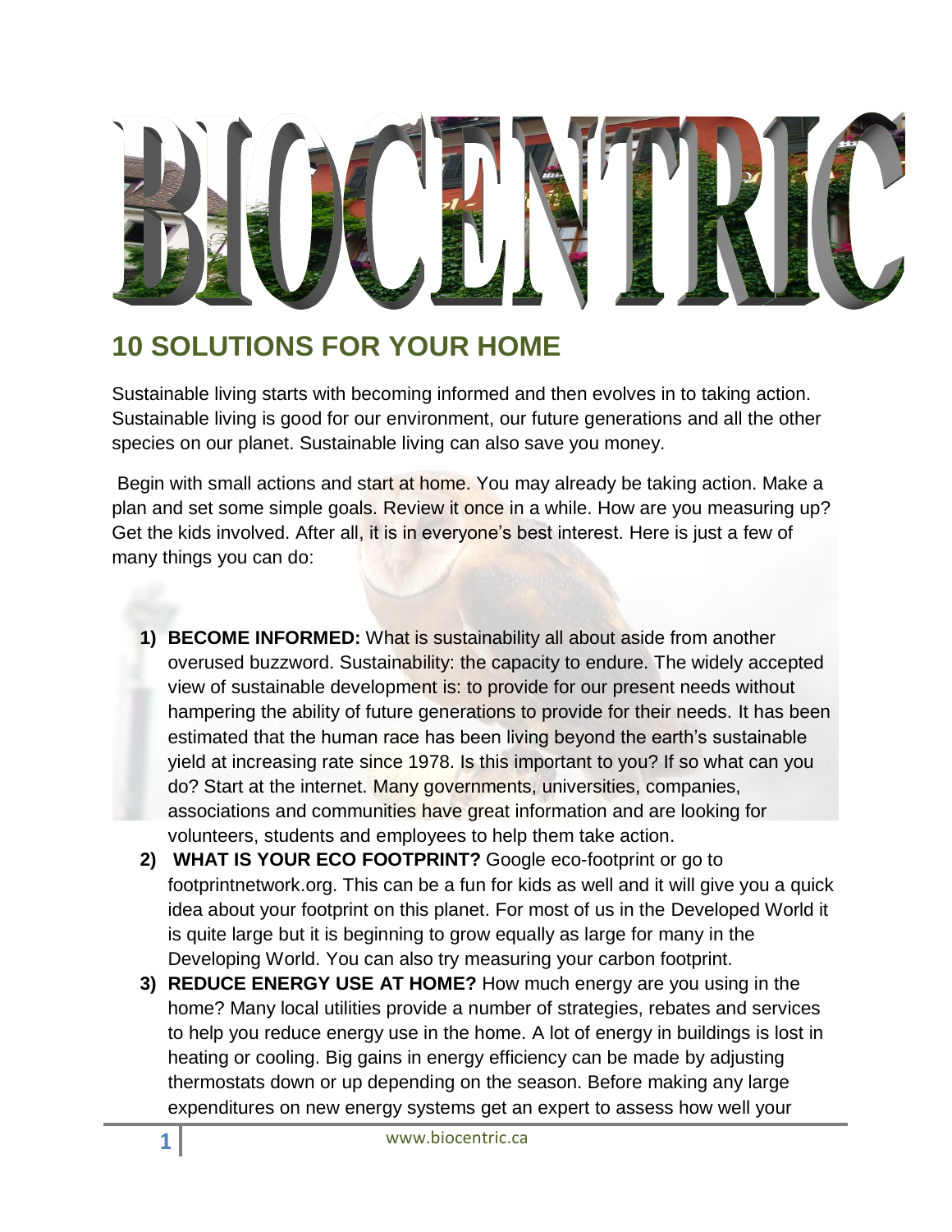# BIOCENTRIC

## 10 SOLUTIONS FOR YOUR HOME

Sustainable living starts with becoming informed and then evolves in to taking action. Sustainable living is good for our environment, our future generations and all the other species on our planet. Sustainable living can also save you money.

Begin with small actions and start at home. You may already be taking action. Make a plan and set some simple goals. Review it once in a while. How are you measuring up? Get the kids involved. After all, it is in everyone's best interest. Here is just a few of many things you can do:

1) **BECOME INFORMED:** What is sustainability all about aside from another overused buzzword. Sustainability: the capacity to endure. The widely accepted view of sustainable development is: to provide for our present needs without hampering the ability of future generations to provide for their needs. It has been estimated that the human race has been living beyond the earth's sustainable yield at increasing rate since 1978. Is this important to you? If so what can you do? Start at the internet. Many governments, universities, companies, associations and communities have great information and are looking for volunteers, students and employees to help them take action.
2) **WHAT IS YOUR ECO FOOTPRINT?** Google eco-footprint or go to footprintnetwork.org. This can be a fun for kids as well and it will give you a quick idea about your footprint on this planet. For most of us in the Developed World it is quite large but it is beginning to grow equally as large for many in the Developing World. You can also try measuring your carbon footprint.
3) **REDUCE ENERGY USE AT HOME?** How much energy are you using in the home? Many local utilities provide a number of strategies, rebates and services to help you reduce energy use in the home. A lot of energy in buildings is lost in heating or cooling. Big gains in energy efficiency can be made by adjusting thermostats down or up depending on the season. Before making any large expenditures on new energy systems get an expert to assess how well your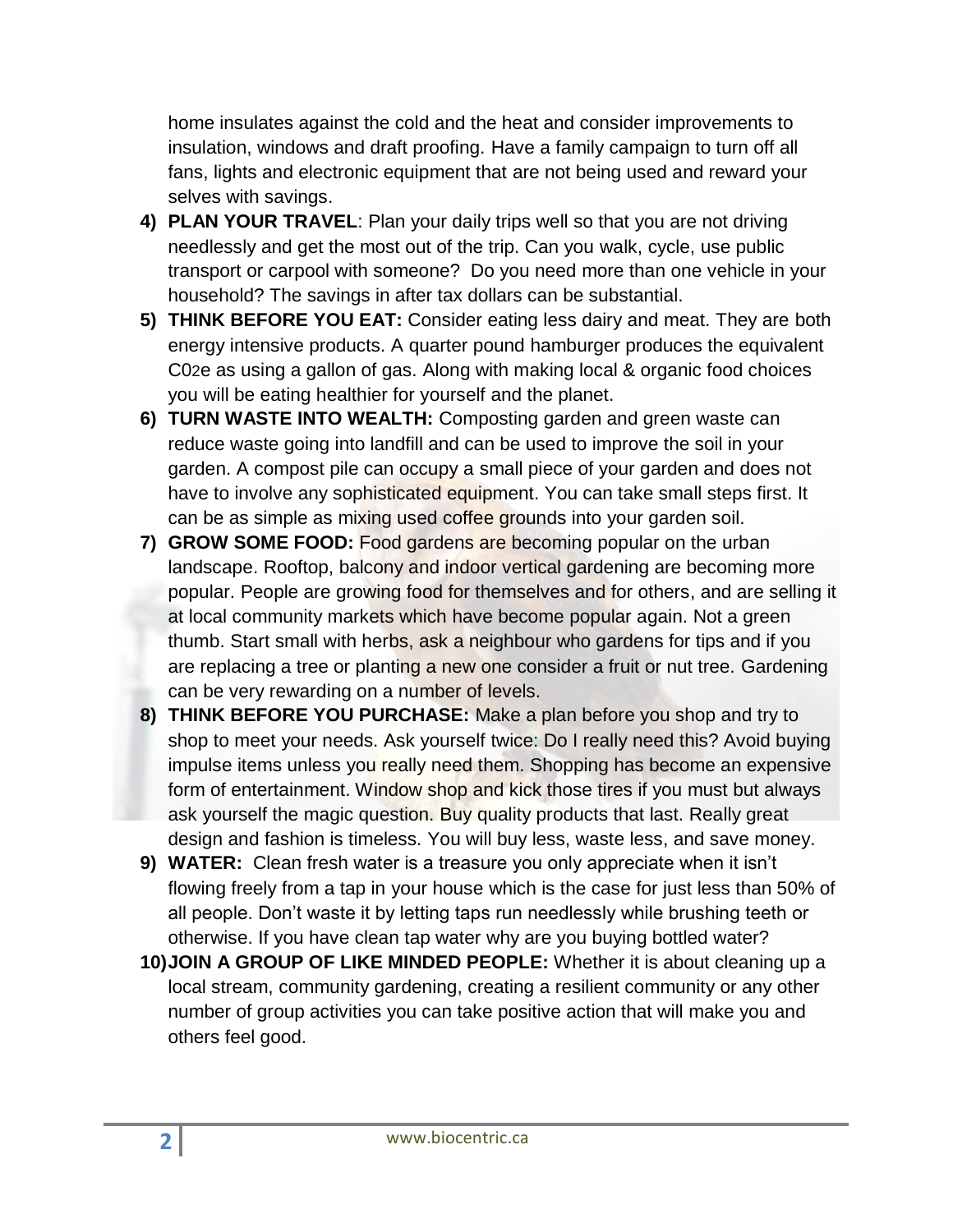home insulates against the cold and the heat and consider improvements to insulation, windows and draft proofing. Have a family campaign to turn off all fans, lights and electronic equipment that are not being used and reward your selves with savings.

4) **PLAN YOUR TRAVEL**: Plan your daily trips well so that you are not driving needlessly and get the most out of the trip. Can you walk, cycle, use public transport or carpool with someone? Do you need more than one vehicle in your household? The savings in after tax dollars can be substantial.
5) **THINK BEFORE YOU EAT:** Consider eating less dairy and meat. They are both energy intensive products. A quarter pound hamburger produces the equivalent $C0_2e$ as using a gallon of gas. Along with making local & organic food choices you will be eating healthier for yourself and the planet.
6) **TURN WASTE INTO WEALTH:** Composting garden and green waste can reduce waste going into landfill and can be used to improve the soil in your garden. A compost pile can occupy a small piece of your garden and does not have to involve any sophisticated equipment. You can take small steps first. It can be as simple as mixing used coffee grounds into your garden soil.
7) **GROW SOME FOOD:** Food gardens are becoming popular on the urban landscape. Rooftop, balcony and indoor vertical gardening are becoming more popular. People are growing food for themselves and for others, and are selling it at local community markets which have become popular again. Not a green thumb. Start small with herbs, ask a neighbour who gardens for tips and if you are replacing a tree or planting a new one consider a fruit or nut tree. Gardening can be very rewarding on a number of levels.
8) **THINK BEFORE YOU PURCHASE:** Make a plan before you shop and try to shop to meet your needs. Ask yourself twice: Do I really need this? Avoid buying impulse items unless you really need them. Shopping has become an expensive form of entertainment. Window shop and kick those tires if you must but always ask yourself the magic question. Buy quality products that last. Really great design and fashion is timeless. You will buy less, waste less, and save money.
9) **WATER:** Clean fresh water is a treasure you only appreciate when it isn't flowing freely from a tap in your house which is the case for just less than 50% of all people. Don't waste it by letting taps run needlessly while brushing teeth or otherwise. If you have clean tap water why are you buying bottled water?
10) **JOIN A GROUP OF LIKE MINDED PEOPLE:** Whether it is about cleaning up a local stream, community gardening, creating a resilient community or any other number of group activities you can take positive action that will make you and others feel good.